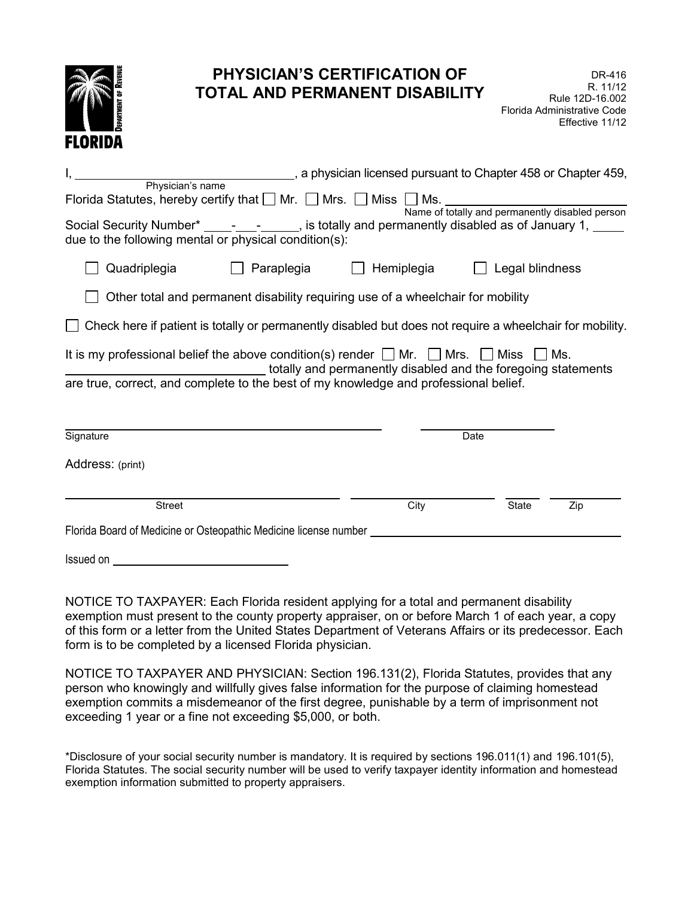FLORIDA DEPARTMENT OF REVENUE

# PHYSICIAN'S CERTIFICATION OF TOTAL AND PERMANENT DISABILITY

DR-416
R. 11/12
Rule 12D-16.002
Florida Administrative Code
Effective 11/12

I, ______________________________ (Physician's name), a physician licensed pursuant to Chapter 458 or Chapter 459, Florida Statutes, hereby certify that ☐ Mr. ☐ Mrs. ☐ Miss ☐ Ms. ______________________________ (Name of totally and permanently disabled person)

Social Security Number* ____-___-_____, is totally and permanently disabled as of January 1, _____ due to the following mental or physical condition(s):

☐ Quadriplegia ☐ Paraplegia ☐ Hemiplegia ☐ Legal blindness

☐ Other total and permanent disability requiring use of a wheelchair for mobility

☐ Check here if patient is totally or permanently disabled but does not require a wheelchair for mobility.

It is my professional belief the above condition(s) render ☐ Mr. ☐ Mrs. ☐ Miss ☐ Ms. ______________________________ totally and permanently disabled and the foregoing statements are true, correct, and complete to the best of my knowledge and professional belief.

______________________________ Signature ______________ Date

Address: (print)

______________________________ Street ______________ City ______ State ______ Zip

Florida Board of Medicine or Osteopathic Medicine license number ______________________________

Issued on ______________________________

NOTICE TO TAXPAYER: Each Florida resident applying for a total and permanent disability exemption must present to the county property appraiser, on or before March 1 of each year, a copy of this form or a letter from the United States Department of Veterans Affairs or its predecessor. Each form is to be completed by a licensed Florida physician.

NOTICE TO TAXPAYER AND PHYSICIAN: Section 196.131(2), Florida Statutes, provides that any person who knowingly and willfully gives false information for the purpose of claiming homestead exemption commits a misdemeanor of the first degree, punishable by a term of imprisonment not exceeding 1 year or a fine not exceeding $5,000, or both.

*Disclosure of your social security number is mandatory. It is required by sections 196.011(1) and 196.101(5), Florida Statutes. The social security number will be used to verify taxpayer identity information and homestead exemption information submitted to property appraisers.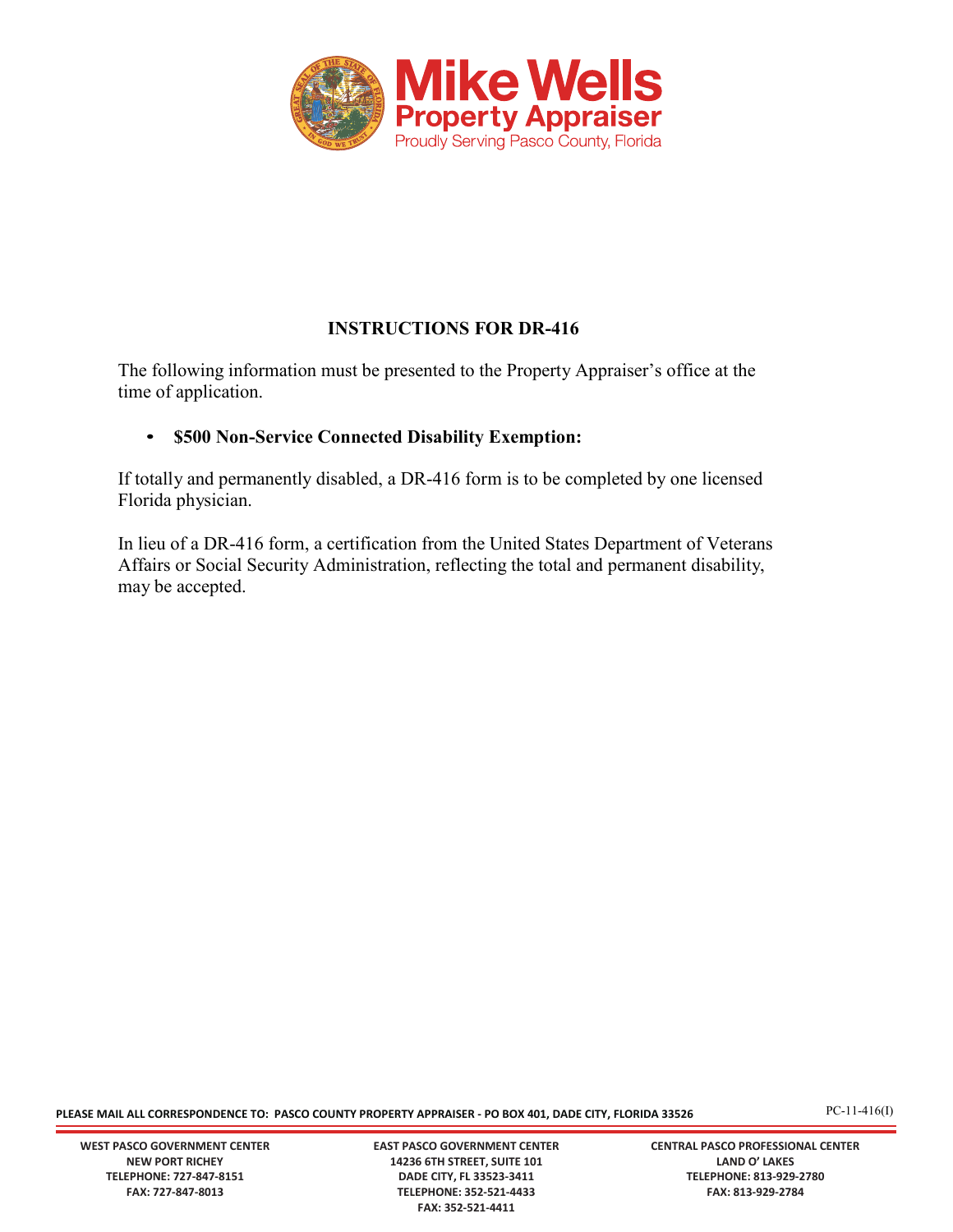**Mike Wells**
**Property Appraiser**
Proudly Serving Pasco County, Florida

## INSTRUCTIONS FOR DR-416

The following information must be presented to the Property Appraiser's office at the time of application.

- **$500 Non-Service Connected Disability Exemption:**

If totally and permanently disabled, a DR-416 form is to be completed by one licensed Florida physician.

In lieu of a DR-416 form, a certification from the United States Department of Veterans Affairs or Social Security Administration, reflecting the total and permanent disability, may be accepted.

**PLEASE MAIL ALL CORRESPONDENCE TO: PASCO COUNTY PROPERTY APPRAISER - PO BOX 401, DADE CITY, FLORIDA 33526**

PC-11-416(I)

**WEST PASCO GOVERNMENT CENTER**
**NEW PORT RICHEY**
**TELEPHONE: 727-847-8151**
**FAX: 727-847-8013**

**EAST PASCO GOVERNMENT CENTER**
**14236 6TH STREET, SUITE 101**
**DADE CITY, FL 33523-3411**
**TELEPHONE: 352-521-4433**
**FAX: 352-521-4411**

**CENTRAL PASCO PROFESSIONAL CENTER**
**LAND O' LAKES**
**TELEPHONE: 813-929-2780**
**FAX: 813-929-2784**